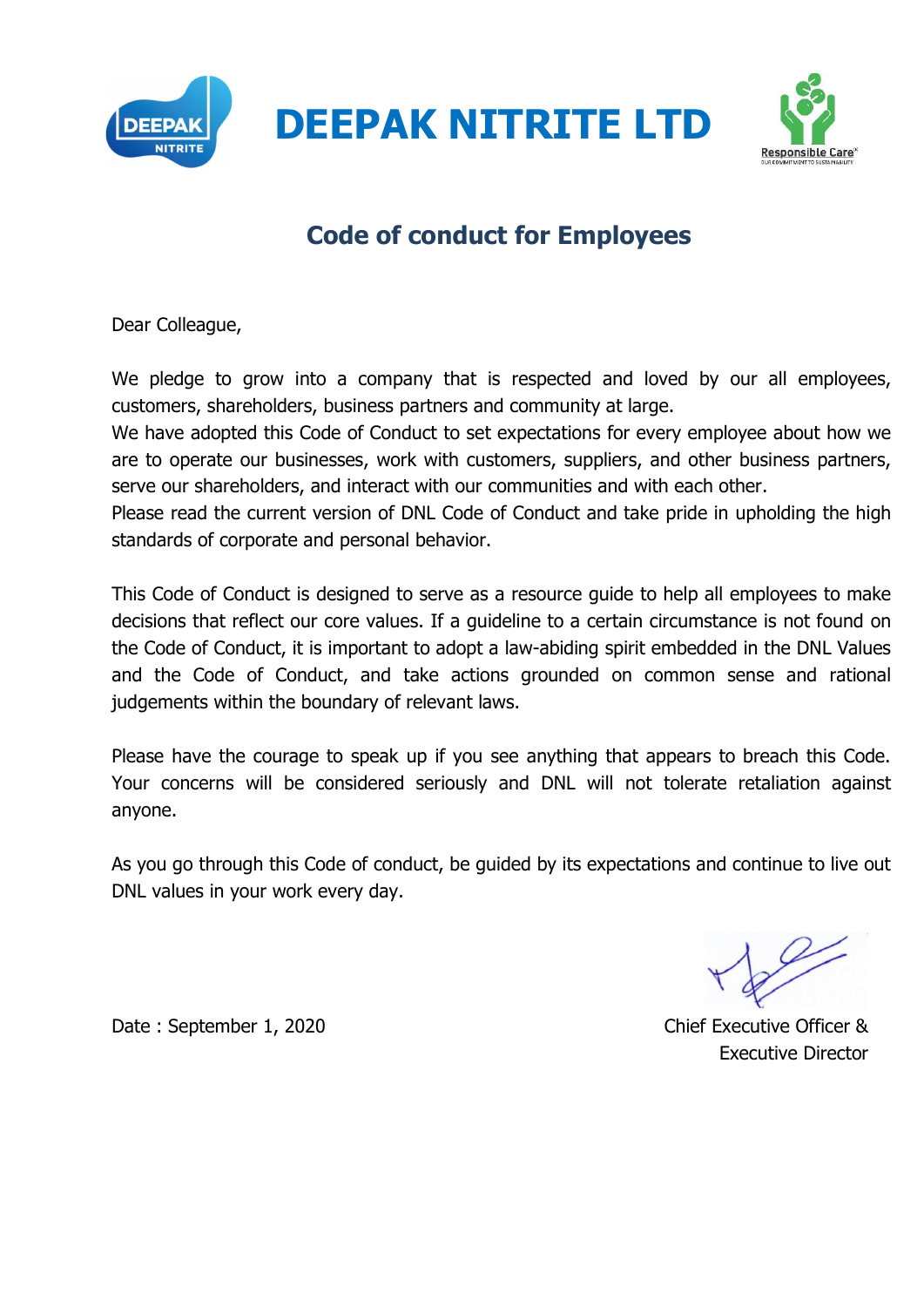# DEEPAK NITRITE LTD

## Code of conduct for Employees

Dear Colleague,

We pledge to grow into a company that is respected and loved by our all employees, customers, shareholders, business partners and community at large.
We have adopted this Code of Conduct to set expectations for every employee about how we are to operate our businesses, work with customers, suppliers, and other business partners, serve our shareholders, and interact with our communities and with each other.
Please read the current version of DNL Code of Conduct and take pride in upholding the high standards of corporate and personal behavior.

This Code of Conduct is designed to serve as a resource guide to help all employees to make decisions that reflect our core values. If a guideline to a certain circumstance is not found on the Code of Conduct, it is important to adopt a law-abiding spirit embedded in the DNL Values and the Code of Conduct, and take actions grounded on common sense and rational judgements within the boundary of relevant laws.

Please have the courage to speak up if you see anything that appears to breach this Code. Your concerns will be considered seriously and DNL will not tolerate retaliation against anyone.

As you go through this Code of conduct, be guided by its expectations and continue to live out DNL values in your work every day.

Date : September 1, 2020

Chief Executive Officer &
Executive Director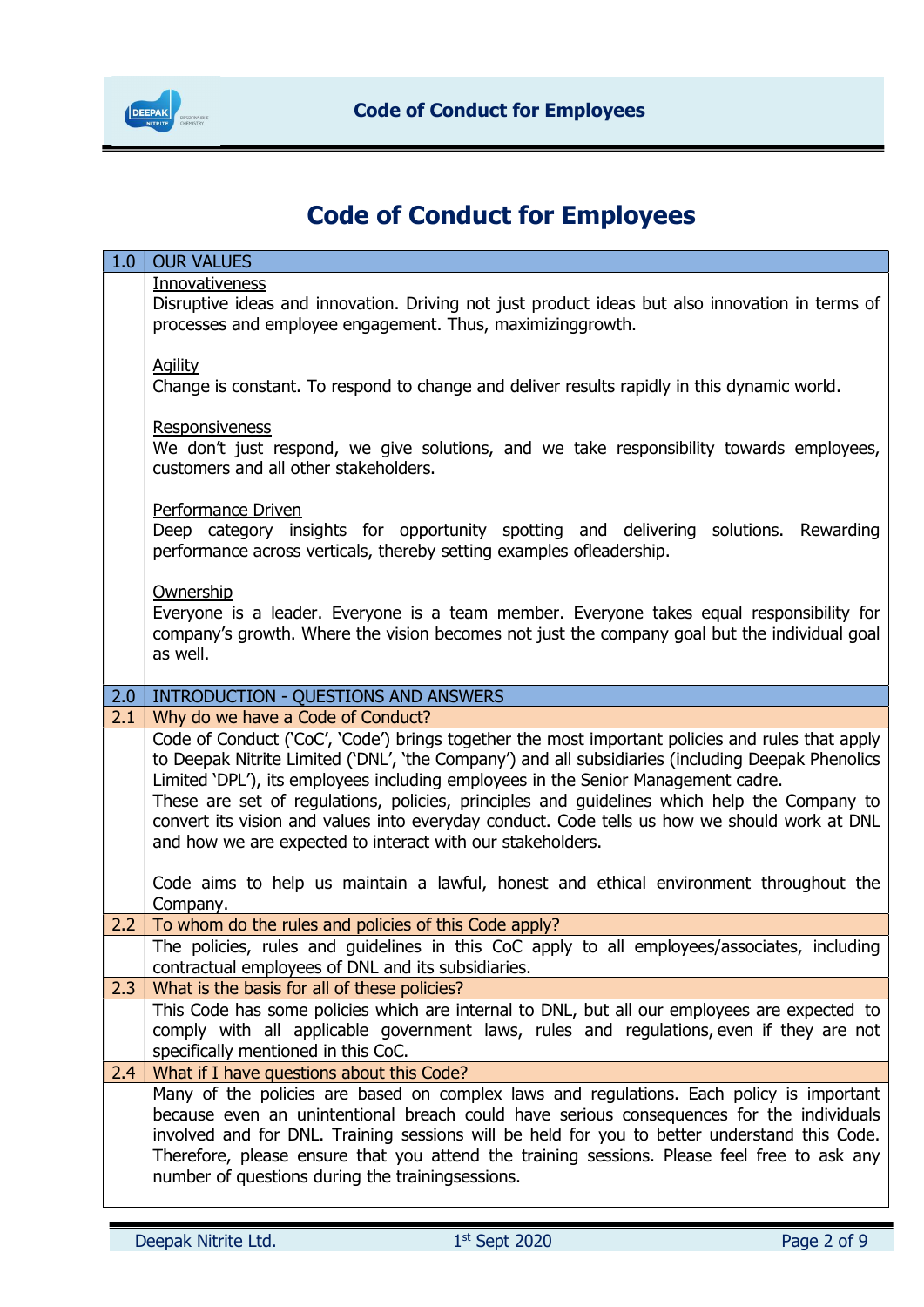# Code of Conduct for Employees

## 1.0 OUR VALUES

**Innovativeness**

Disruptive ideas and innovation. Driving not just product ideas but also innovation in terms of processes and employee engagement. Thus, maximizinggrowth.

**Agility**

Change is constant. To respond to change and deliver results rapidly in this dynamic world.

**Responsiveness**

We don't just respond, we give solutions, and we take responsibility towards employees, customers and all other stakeholders.

**Performance Driven**

Deep category insights for opportunity spotting and delivering solutions. Rewarding performance across verticals, thereby setting examples ofleadership.

**Ownership**

Everyone is a leader. Everyone is a team member. Everyone takes equal responsibility for company's growth. Where the vision becomes not just the company goal but the individual goal as well.

## 2.0 INTRODUCTION - QUESTIONS AND ANSWERS

### 2.1 Why do we have a Code of Conduct?

Code of Conduct ('CoC', 'Code') brings together the most important policies and rules that apply to Deepak Nitrite Limited ('DNL', 'the Company') and all subsidiaries (including Deepak Phenolics Limited 'DPL'), its employees including employees in the Senior Management cadre.

These are set of regulations, policies, principles and guidelines which help the Company to convert its vision and values into everyday conduct. Code tells us how we should work at DNL and how we are expected to interact with our stakeholders.

Code aims to help us maintain a lawful, honest and ethical environment throughout the Company.

### 2.2 To whom do the rules and policies of this Code apply?

The policies, rules and guidelines in this CoC apply to all employees/associates, including contractual employees of DNL and its subsidiaries.

### 2.3 What is the basis for all of these policies?

This Code has some policies which are internal to DNL, but all our employees are expected to comply with all applicable government laws, rules and regulations, even if they are not specifically mentioned in this CoC.

### 2.4 What if I have questions about this Code?

Many of the policies are based on complex laws and regulations. Each policy is important because even an unintentional breach could have serious consequences for the individuals involved and for DNL. Training sessions will be held for you to better understand this Code. Therefore, please ensure that you attend the training sessions. Please feel free to ask any number of questions during the trainingsessions.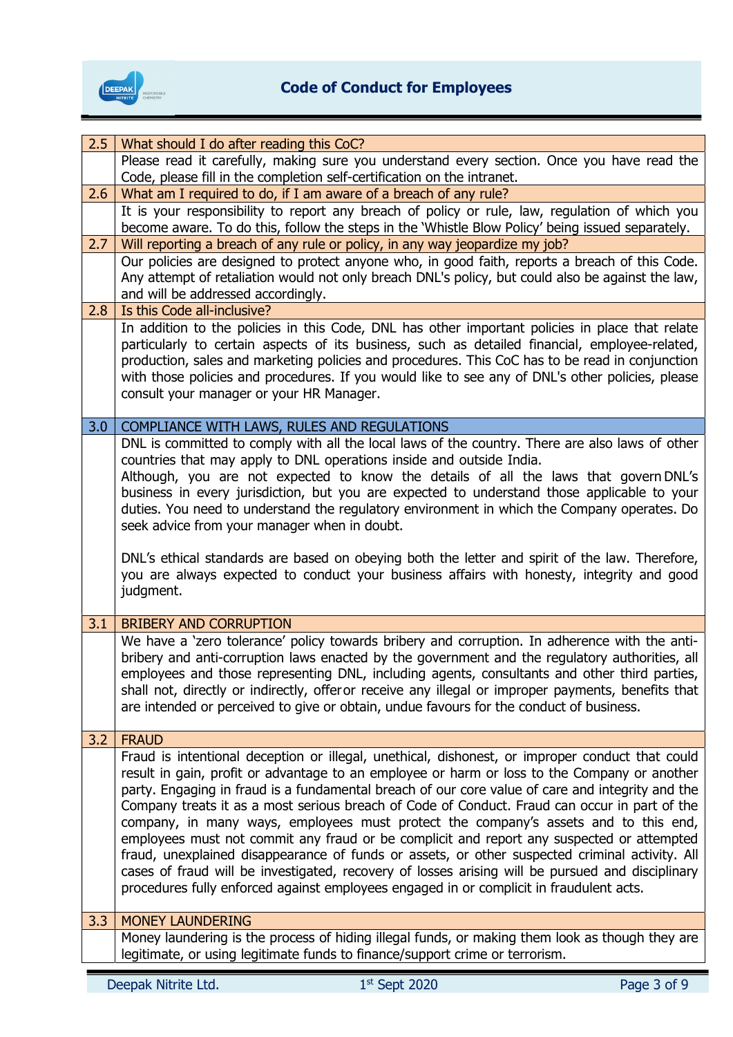| 2.5 | What should I do after reading this CoC? |
|---|---|
| | Please read it carefully, making sure you understand every section. Once you have read the Code, please fill in the completion self-certification on the intranet. |
| 2.6 | What am I required to do, if I am aware of a breach of any rule? |
| | It is your responsibility to report any breach of policy or rule, law, regulation of which you become aware. To do this, follow the steps in the 'Whistle Blow Policy' being issued separately. |
| 2.7 | Will reporting a breach of any rule or policy, in any way jeopardize my job? |
| | Our policies are designed to protect anyone who, in good faith, reports a breach of this Code. Any attempt of retaliation would not only breach DNL's policy, but could also be against the law, and will be addressed accordingly. |
| 2.8 | Is this Code all-inclusive? |
| | In addition to the policies in this Code, DNL has other important policies in place that relate particularly to certain aspects of its business, such as detailed financial, employee-related, production, sales and marketing policies and procedures. This CoC has to be read in conjunction with those policies and procedures. If you would like to see any of DNL's other policies, please consult your manager or your HR Manager. |
| 3.0 | COMPLIANCE WITH LAWS, RULES AND REGULATIONS |
| | DNL is committed to comply with all the local laws of the country. There are also laws of other countries that may apply to DNL operations inside and outside India.<br>Although, you are not expected to know the details of all the laws that govern DNL's business in every jurisdiction, but you are expected to understand those applicable to your duties. You need to understand the regulatory environment in which the Company operates. Do seek advice from your manager when in doubt.<br><br>DNL's ethical standards are based on obeying both the letter and spirit of the law. Therefore, you are always expected to conduct your business affairs with honesty, integrity and good judgment. |
| 3.1 | BRIBERY AND CORRUPTION |
| | We have a 'zero tolerance' policy towards bribery and corruption. In adherence with the anti-bribery and anti-corruption laws enacted by the government and the regulatory authorities, all employees and those representing DNL, including agents, consultants and other third parties, shall not, directly or indirectly, offer or receive any illegal or improper payments, benefits that are intended or perceived to give or obtain, undue favours for the conduct of business. |
| 3.2 | FRAUD |
| | Fraud is intentional deception or illegal, unethical, dishonest, or improper conduct that could result in gain, profit or advantage to an employee or harm or loss to the Company or another party. Engaging in fraud is a fundamental breach of our core value of care and integrity and the Company treats it as a most serious breach of Code of Conduct. Fraud can occur in part of the company, in many ways, employees must protect the company's assets and to this end, employees must not commit any fraud or be complicit and report any suspected or attempted fraud, unexplained disappearance of funds or assets, or other suspected criminal activity. All cases of fraud will be investigated, recovery of losses arising will be pursued and disciplinary procedures fully enforced against employees engaged in or complicit in fraudulent acts. |
| 3.3 | MONEY LAUNDERING |
| | Money laundering is the process of hiding illegal funds, or making them look as though they are legitimate, or using legitimate funds to finance/support crime or terrorism. |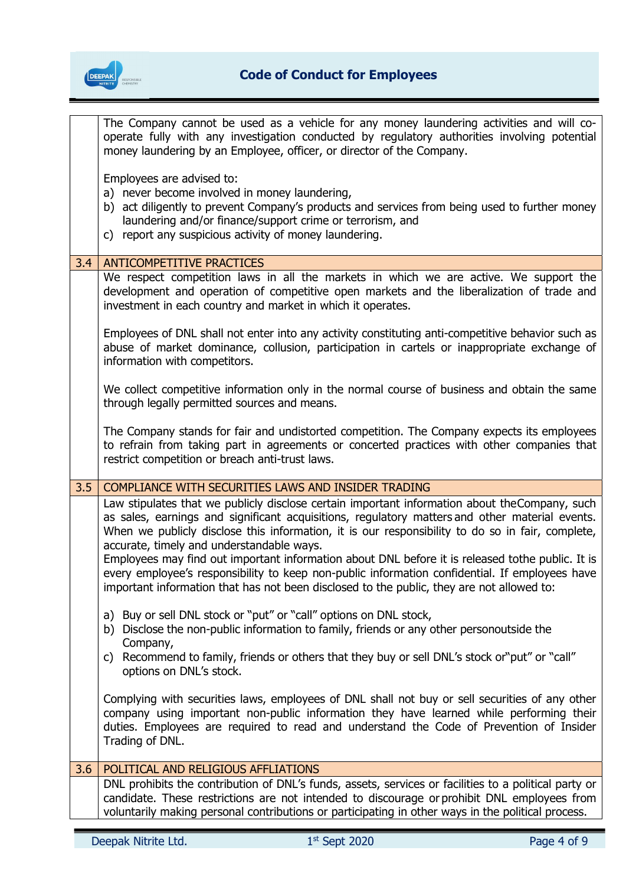The Company cannot be used as a vehicle for any money laundering activities and will co-operate fully with any investigation conducted by regulatory authorities involving potential money laundering by an Employee, officer, or director of the Company.

Employees are advised to:

a) never become involved in money laundering,
b) act diligently to prevent Company's products and services from being used to further money laundering and/or finance/support crime or terrorism, and
c) report any suspicious activity of money laundering.

## 3.4 ANTICOMPETITIVE PRACTICES

We respect competition laws in all the markets in which we are active. We support the development and operation of competitive open markets and the liberalization of trade and investment in each country and market in which it operates.

Employees of DNL shall not enter into any activity constituting anti-competitive behavior such as abuse of market dominance, collusion, participation in cartels or inappropriate exchange of information with competitors.

We collect competitive information only in the normal course of business and obtain the same through legally permitted sources and means.

The Company stands for fair and undistorted competition. The Company expects its employees to refrain from taking part in agreements or concerted practices with other companies that restrict competition or breach anti-trust laws.

## 3.5 COMPLIANCE WITH SECURITIES LAWS AND INSIDER TRADING

Law stipulates that we publicly disclose certain important information about theCompany, such as sales, earnings and significant acquisitions, regulatory matters and other material events. When we publicly disclose this information, it is our responsibility to do so in fair, complete, accurate, timely and understandable ways.

Employees may find out important information about DNL before it is released tothe public. It is every employee's responsibility to keep non-public information confidential. If employees have important information that has not been disclosed to the public, they are not allowed to:

a) Buy or sell DNL stock or "put" or "call" options on DNL stock,
b) Disclose the non-public information to family, friends or any other personoutside the Company,
c) Recommend to family, friends or others that they buy or sell DNL's stock or"put" or "call" options on DNL's stock.

Complying with securities laws, employees of DNL shall not buy or sell securities of any other company using important non-public information they have learned while performing their duties. Employees are required to read and understand the Code of Prevention of Insider Trading of DNL.

## 3.6 POLITICAL AND RELIGIOUS AFFLIATIONS

DNL prohibits the contribution of DNL's funds, assets, services or facilities to a political party or candidate. These restrictions are not intended to discourage or prohibit DNL employees from voluntarily making personal contributions or participating in other ways in the political process.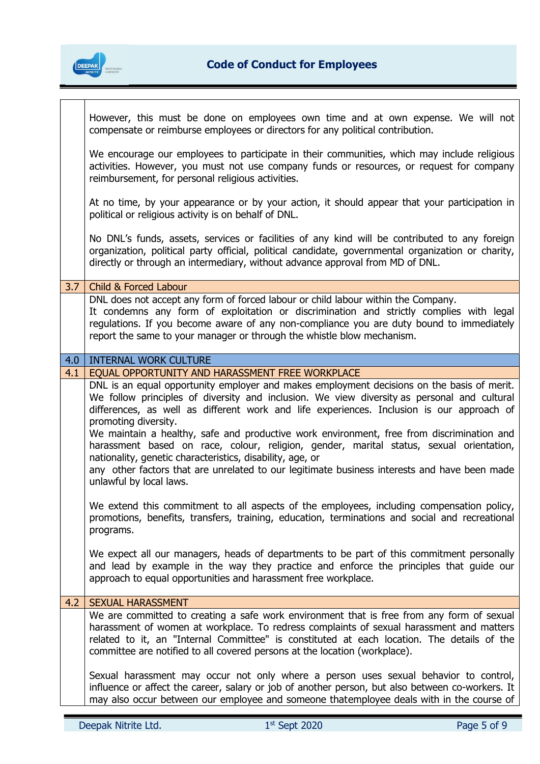However, this must be done on employees own time and at own expense. We will not compensate or reimburse employees or directors for any political contribution.

We encourage our employees to participate in their communities, which may include religious activities. However, you must not use company funds or resources, or request for company reimbursement, for personal religious activities.

At no time, by your appearance or by your action, it should appear that your participation in political or religious activity is on behalf of DNL.

No DNL's funds, assets, services or facilities of any kind will be contributed to any foreign organization, political party official, political candidate, governmental organization or charity, directly or through an intermediary, without advance approval from MD of DNL.

### 3.7 Child & Forced Labour

DNL does not accept any form of forced labour or child labour within the Company.
It condemns any form of exploitation or discrimination and strictly complies with legal regulations. If you become aware of any non-compliance you are duty bound to immediately report the same to your manager or through the whistle blow mechanism.

## 4.0 INTERNAL WORK CULTURE

### 4.1 EQUAL OPPORTUNITY AND HARASSMENT FREE WORKPLACE

DNL is an equal opportunity employer and makes employment decisions on the basis of merit. We follow principles of diversity and inclusion. We view diversity as personal and cultural differences, as well as different work and life experiences. Inclusion is our approach of promoting diversity.
We maintain a healthy, safe and productive work environment, free from discrimination and harassment based on race, colour, religion, gender, marital status, sexual orientation, nationality, genetic characteristics, disability, age, or
any other factors that are unrelated to our legitimate business interests and have been made unlawful by local laws.

We extend this commitment to all aspects of the employees, including compensation policy, promotions, benefits, transfers, training, education, terminations and social and recreational programs.

We expect all our managers, heads of departments to be part of this commitment personally and lead by example in the way they practice and enforce the principles that guide our approach to equal opportunities and harassment free workplace.

### 4.2 SEXUAL HARASSMENT

We are committed to creating a safe work environment that is free from any form of sexual harassment of women at workplace. To redress complaints of sexual harassment and matters related to it, an "Internal Committee" is constituted at each location. The details of the committee are notified to all covered persons at the location (workplace).

Sexual harassment may occur not only where a person uses sexual behavior to control, influence or affect the career, salary or job of another person, but also between co-workers. It may also occur between our employee and someone thatemployee deals with in the course of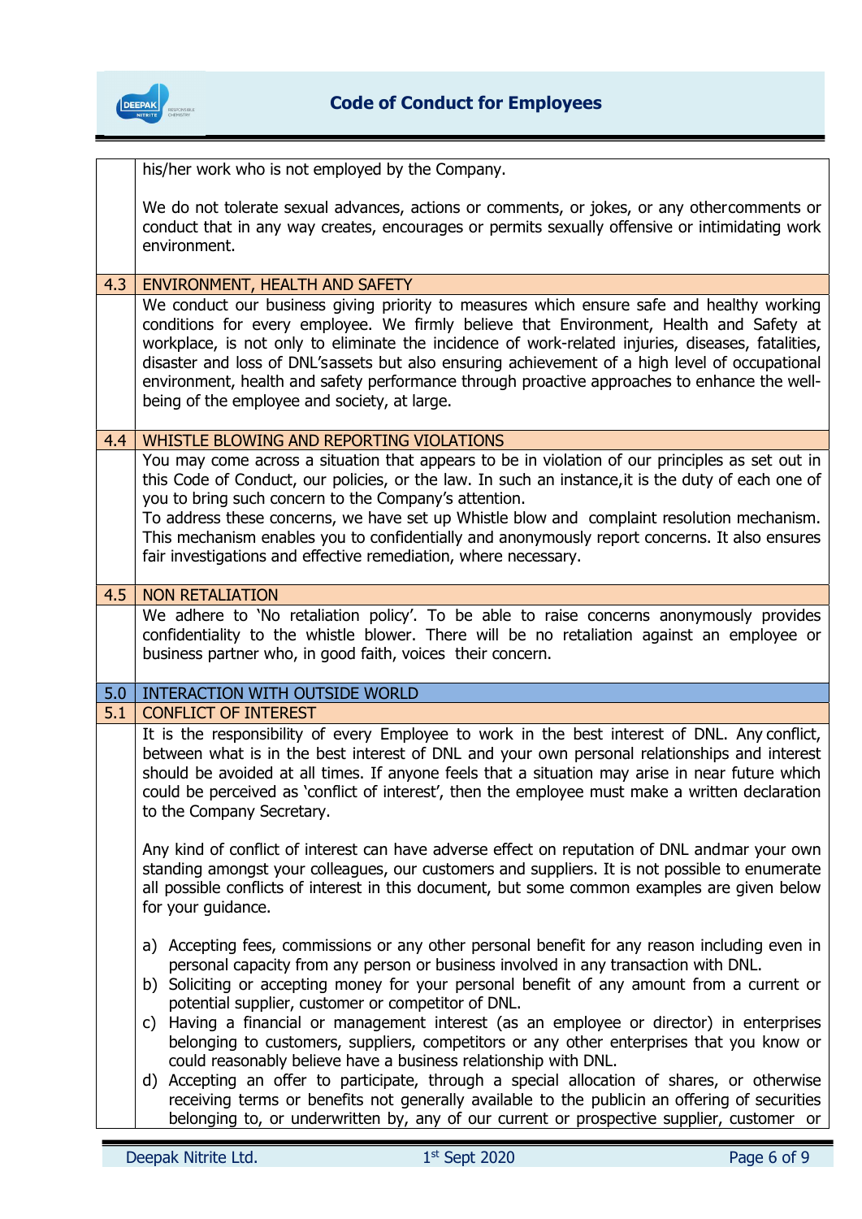his/her work who is not employed by the Company.

We do not tolerate sexual advances, actions or comments, or jokes, or any other comments or conduct that in any way creates, encourages or permits sexually offensive or intimidating work environment.

### 4.3 ENVIRONMENT, HEALTH AND SAFETY

We conduct our business giving priority to measures which ensure safe and healthy working conditions for every employee. We firmly believe that Environment, Health and Safety at workplace, is not only to eliminate the incidence of work-related injuries, diseases, fatalities, disaster and loss of DNL's assets but also ensuring achievement of a high level of occupational environment, health and safety performance through proactive approaches to enhance the well-being of the employee and society, at large.

### 4.4 WHISTLE BLOWING AND REPORTING VIOLATIONS

You may come across a situation that appears to be in violation of our principles as set out in this Code of Conduct, our policies, or the law. In such an instance, it is the duty of each one of you to bring such concern to the Company's attention.

To address these concerns, we have set up Whistle blow and complaint resolution mechanism. This mechanism enables you to confidentially and anonymously report concerns. It also ensures fair investigations and effective remediation, where necessary.

### 4.5 NON RETALIATION

We adhere to 'No retaliation policy'. To be able to raise concerns anonymously provides confidentiality to the whistle blower. There will be no retaliation against an employee or business partner who, in good faith, voices their concern.

## 5.0 INTERACTION WITH OUTSIDE WORLD

### 5.1 CONFLICT OF INTEREST

It is the responsibility of every Employee to work in the best interest of DNL. Any conflict, between what is in the best interest of DNL and your own personal relationships and interest should be avoided at all times. If anyone feels that a situation may arise in near future which could be perceived as 'conflict of interest', then the employee must make a written declaration to the Company Secretary.

Any kind of conflict of interest can have adverse effect on reputation of DNL and mar your own standing amongst your colleagues, our customers and suppliers. It is not possible to enumerate all possible conflicts of interest in this document, but some common examples are given below for your guidance.

a) Accepting fees, commissions or any other personal benefit for any reason including even in personal capacity from any person or business involved in any transaction with DNL.
b) Soliciting or accepting money for your personal benefit of any amount from a current or potential supplier, customer or competitor of DNL.
c) Having a financial or management interest (as an employee or director) in enterprises belonging to customers, suppliers, competitors or any other enterprises that you know or could reasonably believe have a business relationship with DNL.
d) Accepting an offer to participate, through a special allocation of shares, or otherwise receiving terms or benefits not generally available to the public in an offering of securities belonging to, or underwritten by, any of our current or prospective supplier, customer or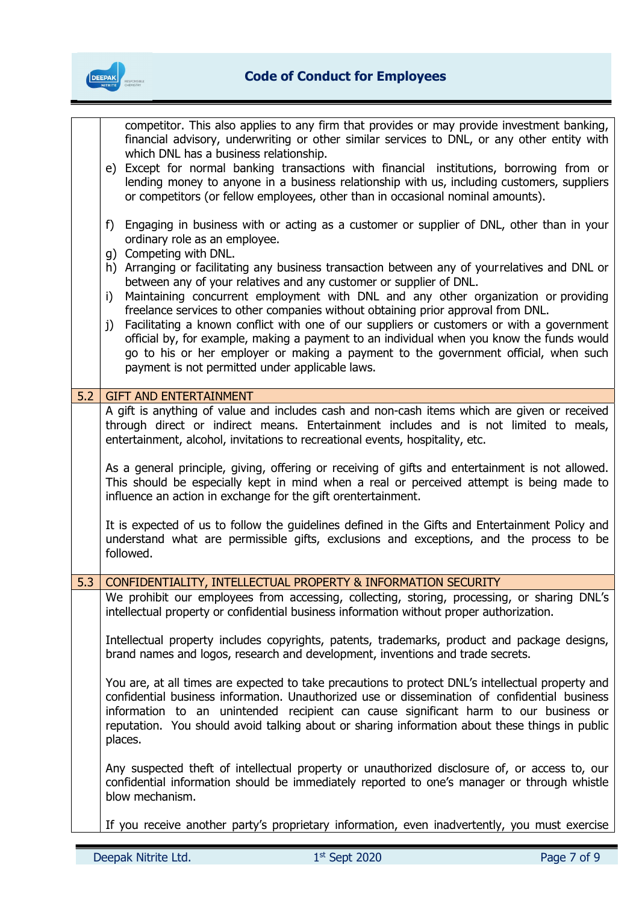competitor. This also applies to any firm that provides or may provide investment banking, financial advisory, underwriting or other similar services to DNL, or any other entity with which DNL has a business relationship.

e) Except for normal banking transactions with financial institutions, borrowing from or lending money to anyone in a business relationship with us, including customers, suppliers or competitors (or fellow employees, other than in occasional nominal amounts).

f) Engaging in business with or acting as a customer or supplier of DNL, other than in your ordinary role as an employee.

g) Competing with DNL.

h) Arranging or facilitating any business transaction between any of yourrelatives and DNL or between any of your relatives and any customer or supplier of DNL.

i) Maintaining concurrent employment with DNL and any other organization or providing freelance services to other companies without obtaining prior approval from DNL.

j) Facilitating a known conflict with one of our suppliers or customers or with a government official by, for example, making a payment to an individual when you know the funds would go to his or her employer or making a payment to the government official, when such payment is not permitted under applicable laws.

## 5.2 GIFT AND ENTERTAINMENT

A gift is anything of value and includes cash and non-cash items which are given or received through direct or indirect means. Entertainment includes and is not limited to meals, entertainment, alcohol, invitations to recreational events, hospitality, etc.

As a general principle, giving, offering or receiving of gifts and entertainment is not allowed. This should be especially kept in mind when a real or perceived attempt is being made to influence an action in exchange for the gift orentertainment.

It is expected of us to follow the guidelines defined in the Gifts and Entertainment Policy and understand what are permissible gifts, exclusions and exceptions, and the process to be followed.

## 5.3 CONFIDENTIALITY, INTELLECTUAL PROPERTY & INFORMATION SECURITY

We prohibit our employees from accessing, collecting, storing, processing, or sharing DNL's intellectual property or confidential business information without proper authorization.

Intellectual property includes copyrights, patents, trademarks, product and package designs, brand names and logos, research and development, inventions and trade secrets.

You are, at all times are expected to take precautions to protect DNL's intellectual property and confidential business information. Unauthorized use or dissemination of confidential business information to an unintended recipient can cause significant harm to our business or reputation. You should avoid talking about or sharing information about these things in public places.

Any suspected theft of intellectual property or unauthorized disclosure of, or access to, our confidential information should be immediately reported to one's manager or through whistle blow mechanism.

If you receive another party's proprietary information, even inadvertently, you must exercise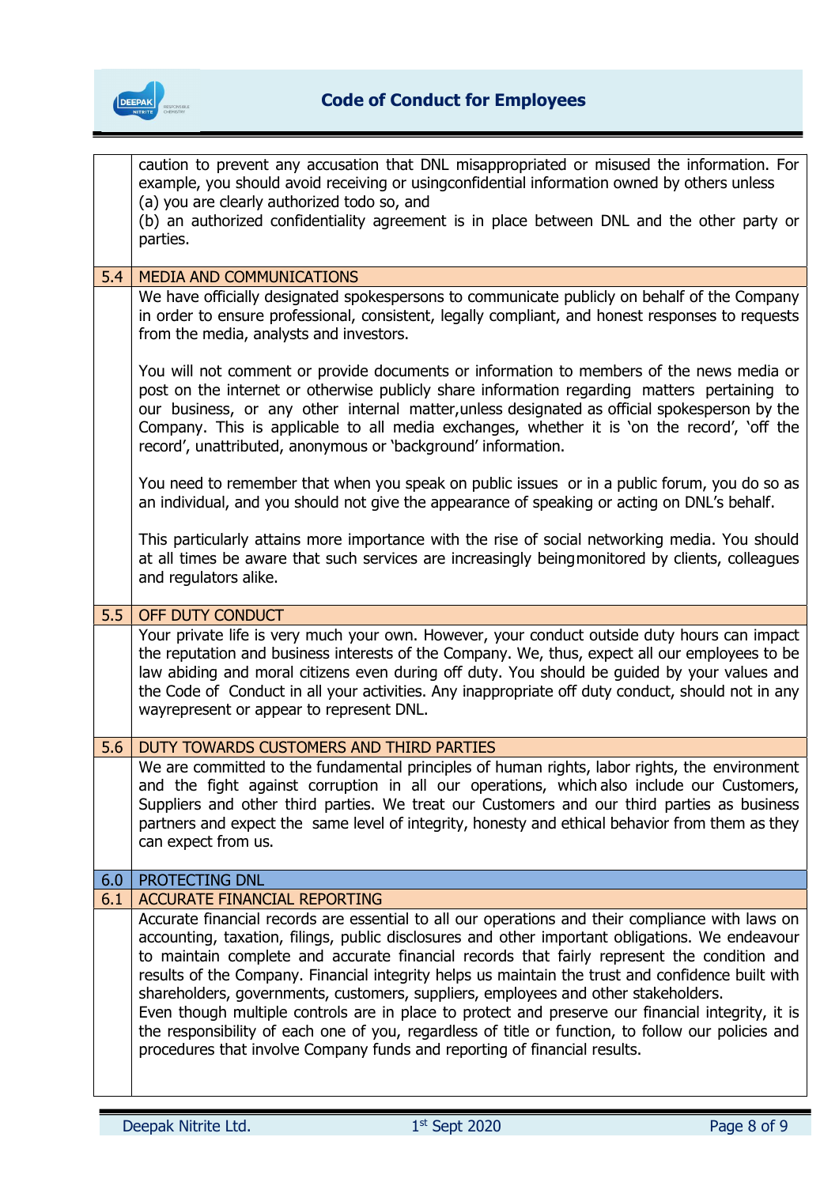caution to prevent any accusation that DNL misappropriated or misused the information. For example, you should avoid receiving or usingconfidential information owned by others unless
(a) you are clearly authorized todo so, and
(b) an authorized confidentiality agreement is in place between DNL and the other party or parties.

## 5.4 MEDIA AND COMMUNICATIONS

We have officially designated spokespersons to communicate publicly on behalf of the Company in order to ensure professional, consistent, legally compliant, and honest responses to requests from the media, analysts and investors.

You will not comment or provide documents or information to members of the news media or post on the internet or otherwise publicly share information regarding matters pertaining to our business, or any other internal matter,unless designated as official spokesperson by the Company. This is applicable to all media exchanges, whether it is 'on the record', 'off the record', unattributed, anonymous or 'background' information.

You need to remember that when you speak on public issues or in a public forum, you do so as an individual, and you should not give the appearance of speaking or acting on DNL's behalf.

This particularly attains more importance with the rise of social networking media. You should at all times be aware that such services are increasingly beingmonitored by clients, colleagues and regulators alike.

## 5.5 OFF DUTY CONDUCT

Your private life is very much your own. However, your conduct outside duty hours can impact the reputation and business interests of the Company. We, thus, expect all our employees to be law abiding and moral citizens even during off duty. You should be guided by your values and the Code of Conduct in all your activities. Any inappropriate off duty conduct, should not in any wayrepresent or appear to represent DNL.

## 5.6 DUTY TOWARDS CUSTOMERS AND THIRD PARTIES

We are committed to the fundamental principles of human rights, labor rights, the environment and the fight against corruption in all our operations, which also include our Customers, Suppliers and other third parties. We treat our Customers and our third parties as business partners and expect the same level of integrity, honesty and ethical behavior from them as they can expect from us.

# 6.0 PROTECTING DNL

## 6.1 ACCURATE FINANCIAL REPORTING

Accurate financial records are essential to all our operations and their compliance with laws on accounting, taxation, filings, public disclosures and other important obligations. We endeavour to maintain complete and accurate financial records that fairly represent the condition and results of the Company. Financial integrity helps us maintain the trust and confidence built with shareholders, governments, customers, suppliers, employees and other stakeholders.
Even though multiple controls are in place to protect and preserve our financial integrity, it is the responsibility of each one of you, regardless of title or function, to follow our policies and procedures that involve Company funds and reporting of financial results.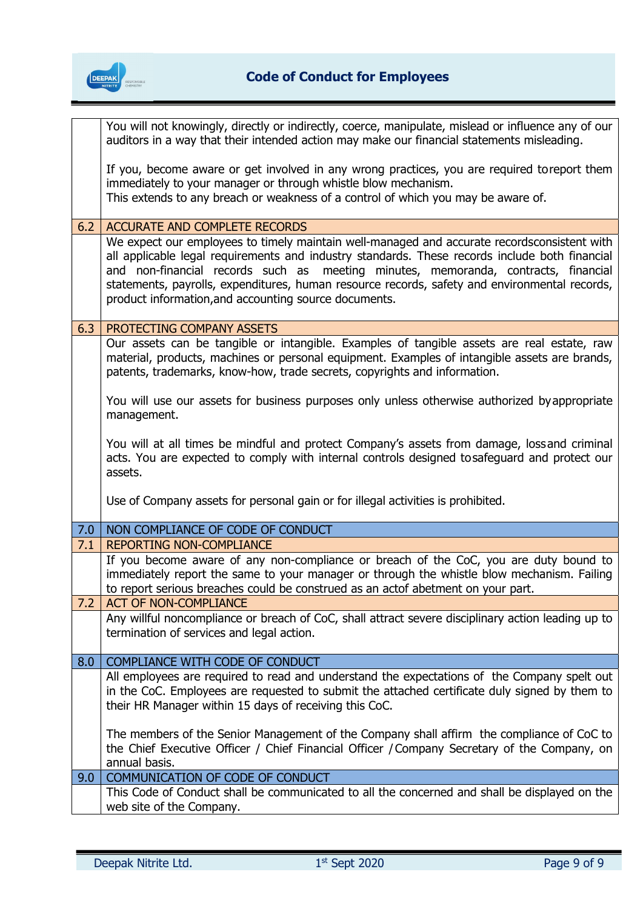| | |
|---|---|
| | You will not knowingly, directly or indirectly, coerce, manipulate, mislead or influence any of our auditors in a way that their intended action may make our financial statements misleading.<br><br>If you, become aware or get involved in any wrong practices, you are required to report them immediately to your manager or through whistle blow mechanism.<br>This extends to any breach or weakness of a control of which you may be aware of. |
| 6.2 | ACCURATE AND COMPLETE RECORDS |
| | We expect our employees to timely maintain well-managed and accurate records consistent with all applicable legal requirements and industry standards. These records include both financial and non-financial records such as meeting minutes, memoranda, contracts, financial statements, payrolls, expenditures, human resource records, safety and environmental records, product information, and accounting source documents. |
| 6.3 | PROTECTING COMPANY ASSETS |
| | Our assets can be tangible or intangible. Examples of tangible assets are real estate, raw material, products, machines or personal equipment. Examples of intangible assets are brands, patents, trademarks, know-how, trade secrets, copyrights and information.<br><br>You will use our assets for business purposes only unless otherwise authorized by appropriate management.<br><br>You will at all times be mindful and protect Company's assets from damage, loss and criminal acts. You are expected to comply with internal controls designed to safeguard and protect our assets.<br><br>Use of Company assets for personal gain or for illegal activities is prohibited. |
| 7.0 | NON COMPLIANCE OF CODE OF CONDUCT |
| 7.1 | REPORTING NON-COMPLIANCE |
| | If you become aware of any non-compliance or breach of the CoC, you are duty bound to immediately report the same to your manager or through the whistle blow mechanism. Failing to report serious breaches could be construed as an act of abetment on your part. |
| 7.2 | ACT OF NON-COMPLIANCE |
| | Any willful noncompliance or breach of CoC, shall attract severe disciplinary action leading up to termination of services and legal action. |
| 8.0 | COMPLIANCE WITH CODE OF CONDUCT |
| | All employees are required to read and understand the expectations of the Company spelt out in the CoC. Employees are requested to submit the attached certificate duly signed by them to their HR Manager within 15 days of receiving this CoC.<br><br>The members of the Senior Management of the Company shall affirm the compliance of CoC to the Chief Executive Officer / Chief Financial Officer / Company Secretary of the Company, on annual basis. |
| 9.0 | COMMUNICATION OF CODE OF CONDUCT |
| | This Code of Conduct shall be communicated to all the concerned and shall be displayed on the web site of the Company. |